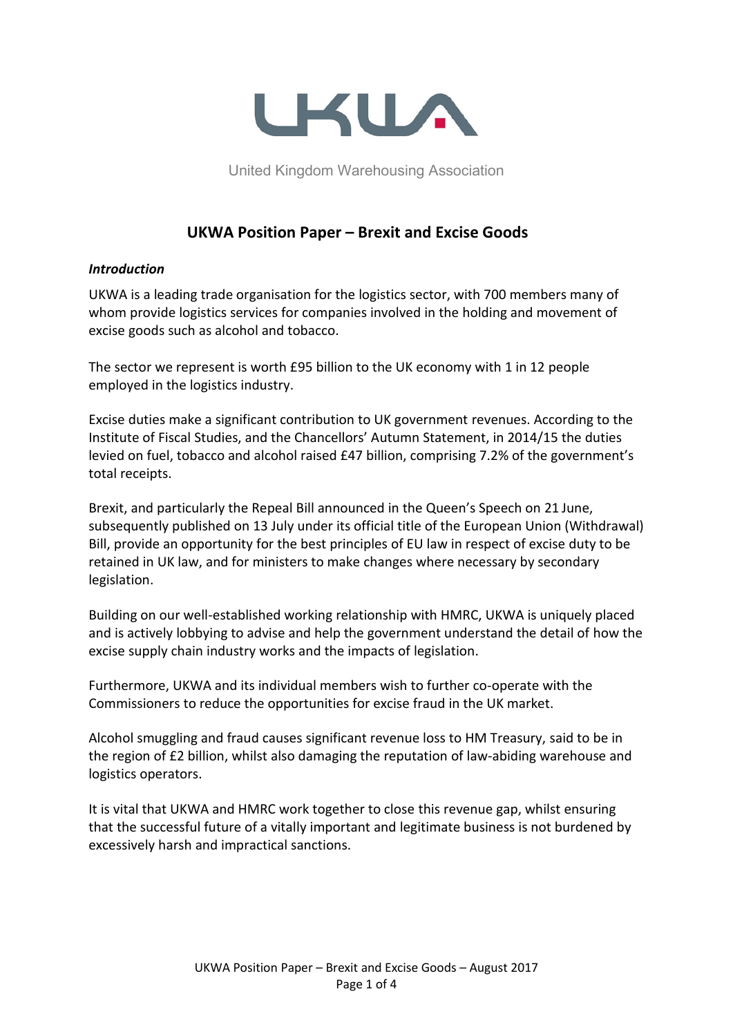United Kingdom Warehousing Association

# UKWA Position Paper – Brexit and Excise Goods

***Introduction***

UKWA is a leading trade organisation for the logistics sector, with 700 members many of whom provide logistics services for companies involved in the holding and movement of excise goods such as alcohol and tobacco.

The sector we represent is worth £95 billion to the UK economy with 1 in 12 people employed in the logistics industry.

Excise duties make a significant contribution to UK government revenues. According to the Institute of Fiscal Studies, and the Chancellors' Autumn Statement, in 2014/15 the duties levied on fuel, tobacco and alcohol raised £47 billion, comprising 7.2% of the government's total receipts.

Brexit, and particularly the Repeal Bill announced in the Queen's Speech on 21 June, subsequently published on 13 July under its official title of the European Union (Withdrawal) Bill, provide an opportunity for the best principles of EU law in respect of excise duty to be retained in UK law, and for ministers to make changes where necessary by secondary legislation.

Building on our well-established working relationship with HMRC, UKWA is uniquely placed and is actively lobbying to advise and help the government understand the detail of how the excise supply chain industry works and the impacts of legislation.

Furthermore, UKWA and its individual members wish to further co-operate with the Commissioners to reduce the opportunities for excise fraud in the UK market.

Alcohol smuggling and fraud causes significant revenue loss to HM Treasury, said to be in the region of £2 billion, whilst also damaging the reputation of law-abiding warehouse and logistics operators.

It is vital that UKWA and HMRC work together to close this revenue gap, whilst ensuring that the successful future of a vitally important and legitimate business is not burdened by excessively harsh and impractical sanctions.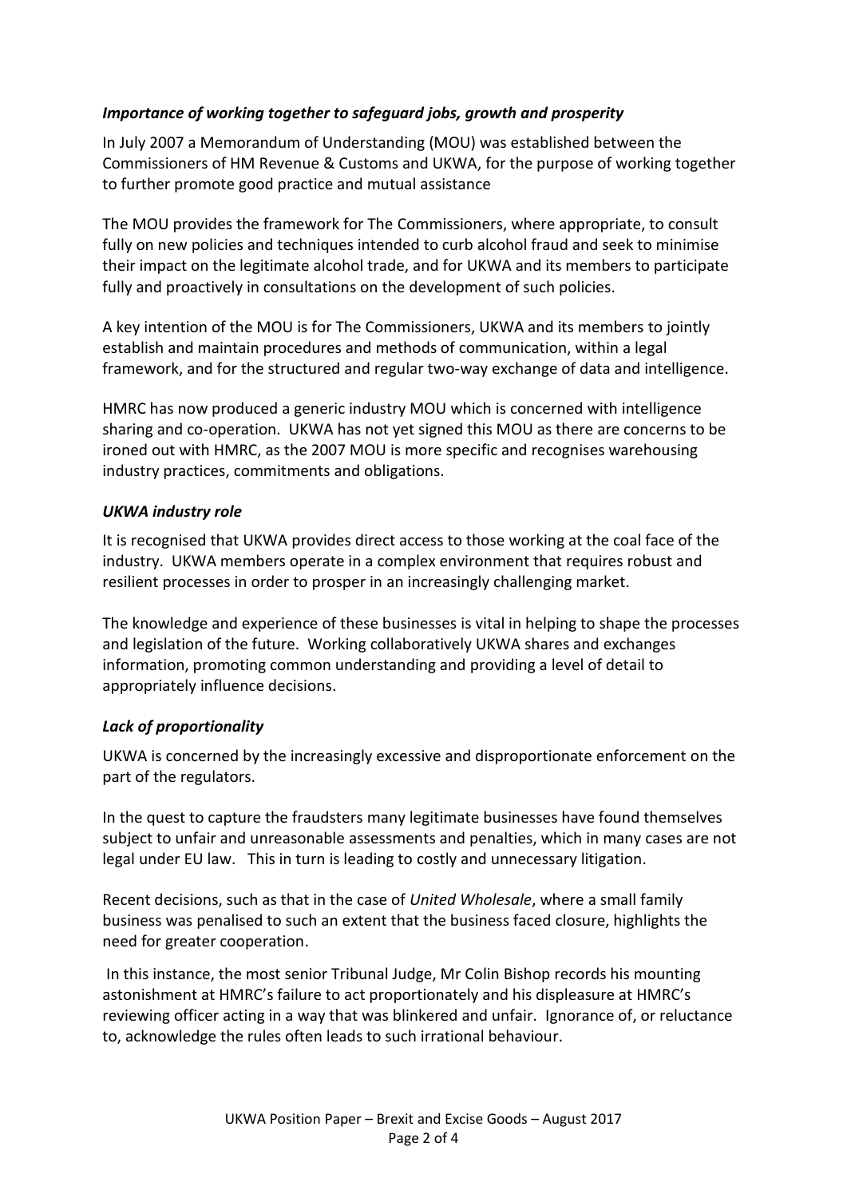### *Importance of working together to safeguard jobs, growth and prosperity*

In July 2007 a Memorandum of Understanding (MOU) was established between the Commissioners of HM Revenue & Customs and UKWA, for the purpose of working together to further promote good practice and mutual assistance

The MOU provides the framework for The Commissioners, where appropriate, to consult fully on new policies and techniques intended to curb alcohol fraud and seek to minimise their impact on the legitimate alcohol trade, and for UKWA and its members to participate fully and proactively in consultations on the development of such policies.

A key intention of the MOU is for The Commissioners, UKWA and its members to jointly establish and maintain procedures and methods of communication, within a legal framework, and for the structured and regular two-way exchange of data and intelligence.

HMRC has now produced a generic industry MOU which is concerned with intelligence sharing and co-operation. UKWA has not yet signed this MOU as there are concerns to be ironed out with HMRC, as the 2007 MOU is more specific and recognises warehousing industry practices, commitments and obligations.

### *UKWA industry role*

It is recognised that UKWA provides direct access to those working at the coal face of the industry. UKWA members operate in a complex environment that requires robust and resilient processes in order to prosper in an increasingly challenging market.

The knowledge and experience of these businesses is vital in helping to shape the processes and legislation of the future. Working collaboratively UKWA shares and exchanges information, promoting common understanding and providing a level of detail to appropriately influence decisions.

### *Lack of proportionality*

UKWA is concerned by the increasingly excessive and disproportionate enforcement on the part of the regulators.

In the quest to capture the fraudsters many legitimate businesses have found themselves subject to unfair and unreasonable assessments and penalties, which in many cases are not legal under EU law. This in turn is leading to costly and unnecessary litigation.

Recent decisions, such as that in the case of *United Wholesale*, where a small family business was penalised to such an extent that the business faced closure, highlights the need for greater cooperation.

In this instance, the most senior Tribunal Judge, Mr Colin Bishop records his mounting astonishment at HMRC's failure to act proportionately and his displeasure at HMRC's reviewing officer acting in a way that was blinkered and unfair. Ignorance of, or reluctance to, acknowledge the rules often leads to such irrational behaviour.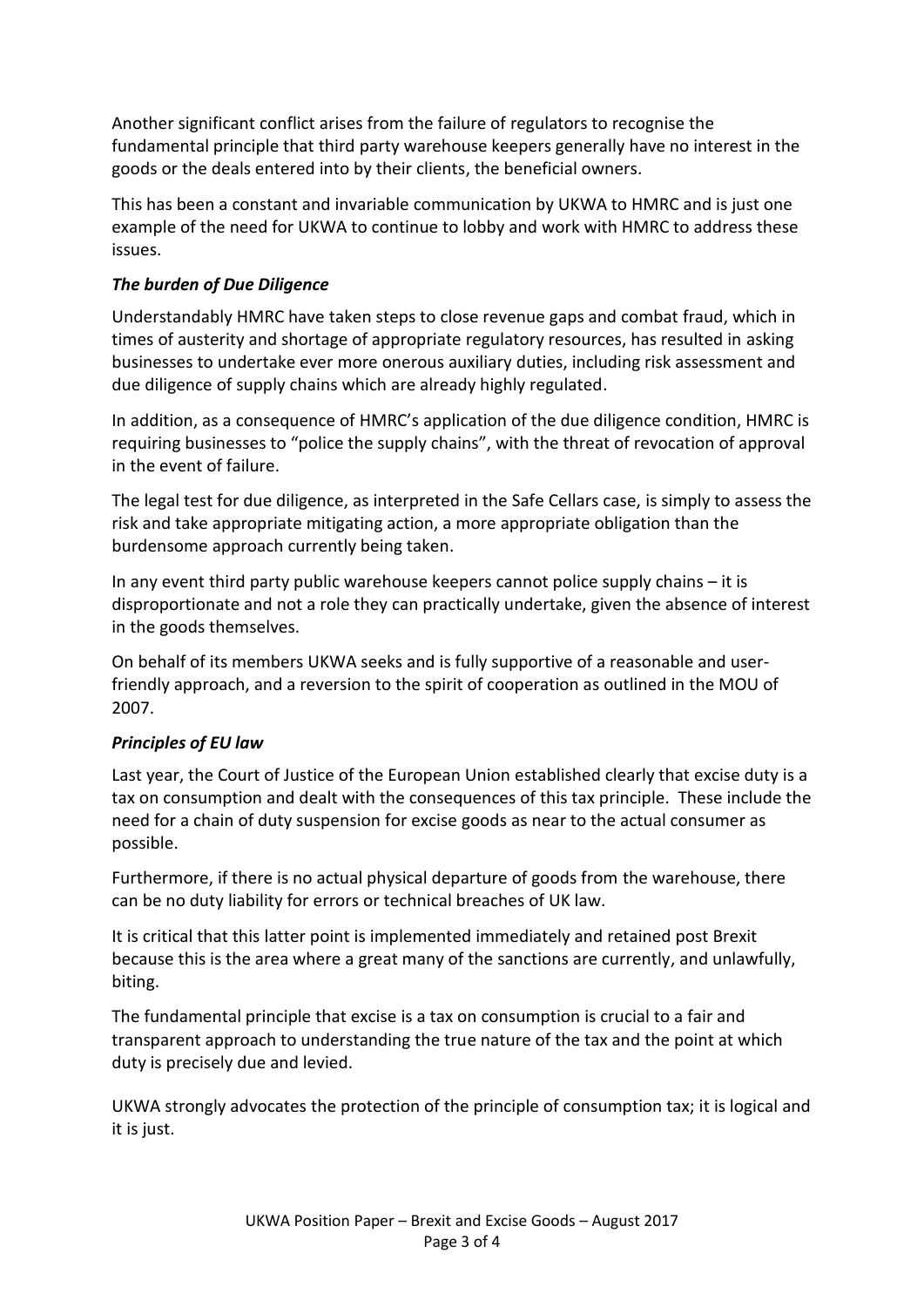Another significant conflict arises from the failure of regulators to recognise the fundamental principle that third party warehouse keepers generally have no interest in the goods or the deals entered into by their clients, the beneficial owners.

This has been a constant and invariable communication by UKWA to HMRC and is just one example of the need for UKWA to continue to lobby and work with HMRC to address these issues.

### *The burden of Due Diligence*

Understandably HMRC have taken steps to close revenue gaps and combat fraud, which in times of austerity and shortage of appropriate regulatory resources, has resulted in asking businesses to undertake ever more onerous auxiliary duties, including risk assessment and due diligence of supply chains which are already highly regulated.

In addition, as a consequence of HMRC's application of the due diligence condition, HMRC is requiring businesses to "police the supply chains", with the threat of revocation of approval in the event of failure.

The legal test for due diligence, as interpreted in the Safe Cellars case, is simply to assess the risk and take appropriate mitigating action, a more appropriate obligation than the burdensome approach currently being taken.

In any event third party public warehouse keepers cannot police supply chains – it is disproportionate and not a role they can practically undertake, given the absence of interest in the goods themselves.

On behalf of its members UKWA seeks and is fully supportive of a reasonable and user-friendly approach, and a reversion to the spirit of cooperation as outlined in the MOU of 2007.

### *Principles of EU law*

Last year, the Court of Justice of the European Union established clearly that excise duty is a tax on consumption and dealt with the consequences of this tax principle. These include the need for a chain of duty suspension for excise goods as near to the actual consumer as possible.

Furthermore, if there is no actual physical departure of goods from the warehouse, there can be no duty liability for errors or technical breaches of UK law.

It is critical that this latter point is implemented immediately and retained post Brexit because this is the area where a great many of the sanctions are currently, and unlawfully, biting.

The fundamental principle that excise is a tax on consumption is crucial to a fair and transparent approach to understanding the true nature of the tax and the point at which duty is precisely due and levied.

UKWA strongly advocates the protection of the principle of consumption tax; it is logical and it is just.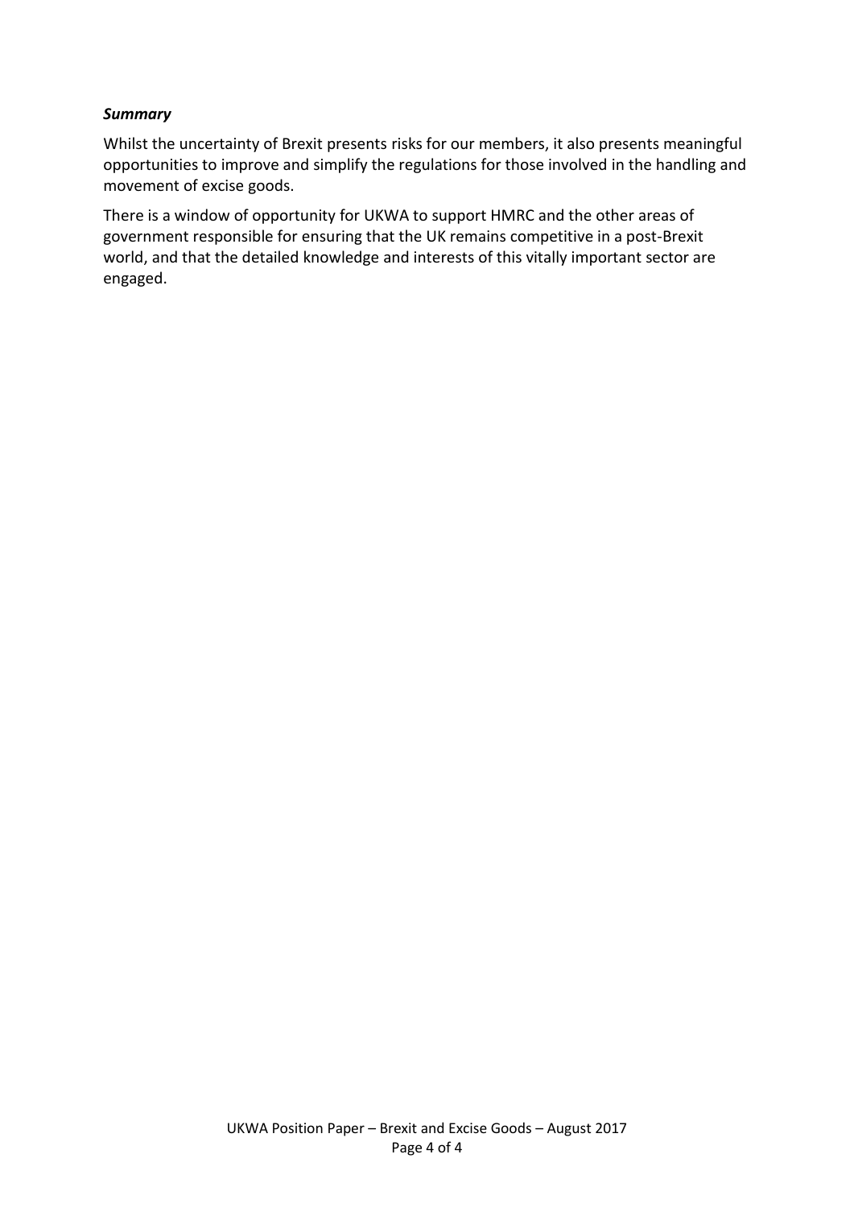***Summary***

Whilst the uncertainty of Brexit presents risks for our members, it also presents meaningful opportunities to improve and simplify the regulations for those involved in the handling and movement of excise goods.

There is a window of opportunity for UKWA to support HMRC and the other areas of government responsible for ensuring that the UK remains competitive in a post-Brexit world, and that the detailed knowledge and interests of this vitally important sector are engaged.